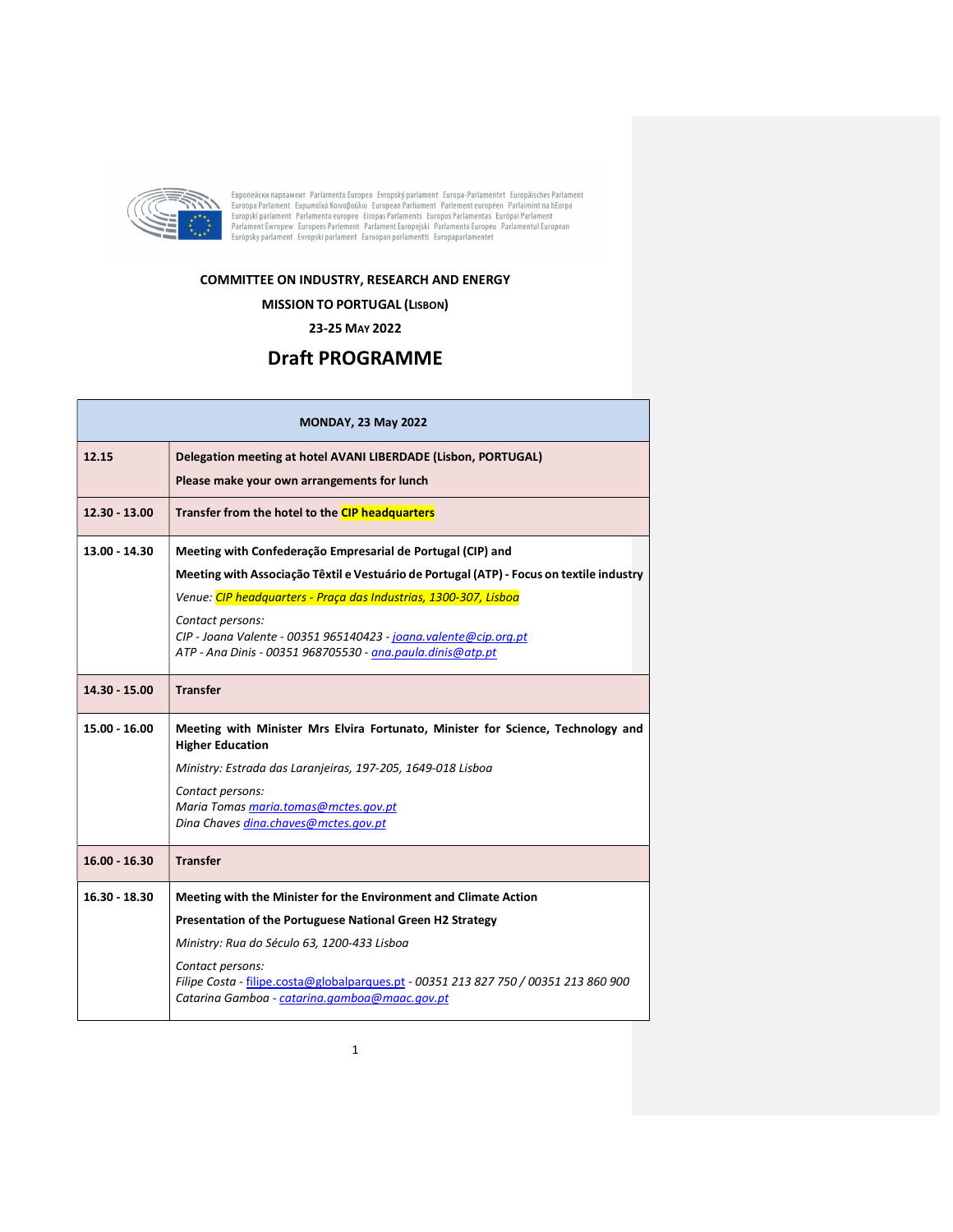Европейски парламент Parlamento Europeo Evropský parlament Europa-Parlamentet Europäisches Parlament Euroopa Parlament Ευρωπαϊκό Κοινοβούλιο European Parliament Parlement européen Parlaimint na hEorpa Europski parlament Parlamento europeo Eiropas Parlaments Europos Parlamentas Európai Parlament Parlament Ewropew Europees Parlement Parlament Europejski Parlamento Europeu Parlamentul European Európsky parlament Evropski parlament Euroopan parlamentti Europaparlamentet

**COMMITTEE ON INDUSTRY, RESEARCH AND ENERGY**

**MISSION TO PORTUGAL (LISBON)**

**23-25 MAY 2022**

# Draft PROGRAMME

| **MONDAY, 23 May 2022** | |
|---|---|
| **12.15** | **Delegation meeting at hotel AVANI LIBERDADE (Lisbon, PORTUGAL)**<br><br>**Please make your own arrangements for lunch** |
| **12.30 - 13.00** | **Transfer from the hotel to the CIP headquarters** |
| **13.00 - 14.30** | **Meeting with Confederação Empresarial de Portugal (CIP) and**<br><br>**Meeting with Associação Têxtil e Vestuário de Portugal (ATP) - Focus on textile industry**<br><br>*Venue: CIP headquarters - Praça das Industrias, 1300-307, Lisboa*<br><br>*Contact persons:*<br>*CIP - Joana Valente - 00351 965140423 - joana.valente@cip.org.pt*<br>*ATP - Ana Dinis - 00351 968705530 - ana.paula.dinis@atp.pt* |
| **14.30 - 15.00** | **Transfer** |
| **15.00 - 16.00** | **Meeting with Minister Mrs Elvira Fortunato, Minister for Science, Technology and Higher Education**<br><br>*Ministry: Estrada das Laranjeiras, 197-205, 1649-018 Lisboa*<br><br>*Contact persons:*<br>*Maria Tomas maria.tomas@mctes.gov.pt*<br>*Dina Chaves dina.chaves@mctes.gov.pt* |
| **16.00 - 16.30** | **Transfer** |
| **16.30 - 18.30** | **Meeting with the Minister for the Environment and Climate Action**<br><br>**Presentation of the Portuguese National Green H2 Strategy**<br><br>*Ministry: Rua do Século 63, 1200-433 Lisboa*<br><br>*Contact persons:*<br>*Filipe Costa - filipe.costa@globalparques.pt - 00351 213 827 750 / 00351 213 860 900*<br>*Catarina Gamboa - catarina.gamboa@maac.gov.pt* |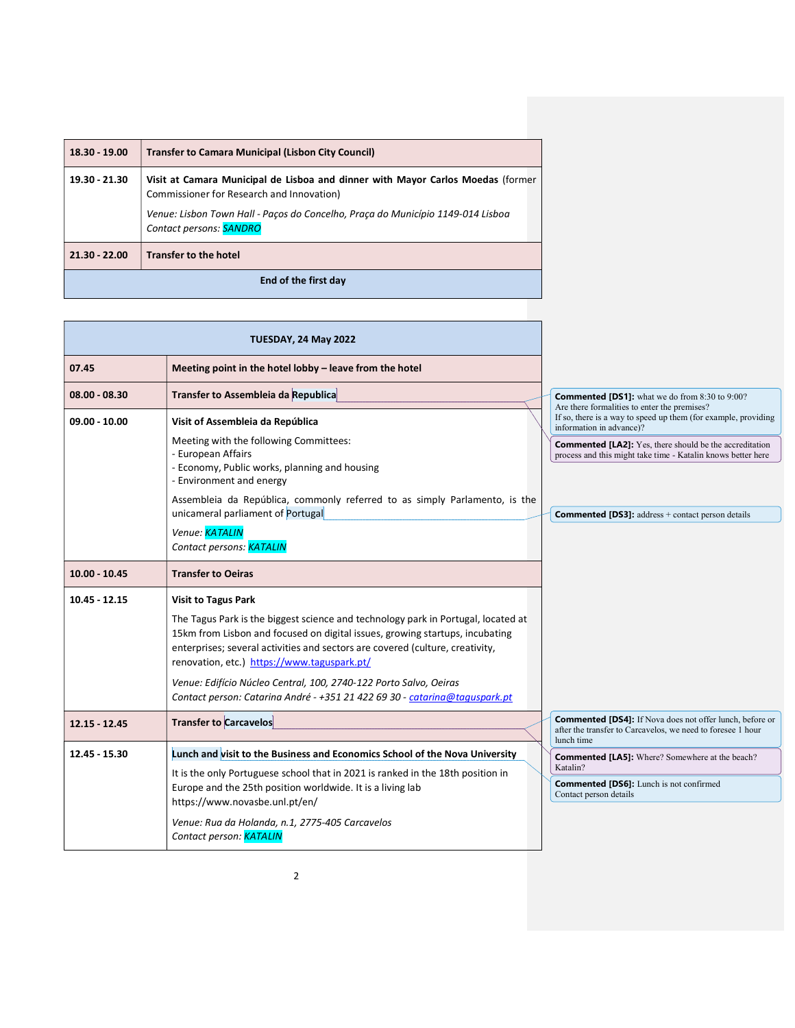| 18.30 - 19.00 | **Transfer to Camara Municipal (Lisbon City Council)** |
|---|---|
| 19.30 - 21.30 | **Visit at Camara Municipal de Lisboa and dinner with Mayor Carlos Moedas** (former Commissioner for Research and Innovation)<br><br>*Venue: Lisbon Town Hall - Paços do Concelho, Praça do Município 1149-014 Lisboa*<br>*Contact persons: SANDRO* |
| 21.30 - 22.00 | **Transfer to the hotel** |
| **End of the first day** | |

| **TUESDAY, 24 May 2022** | |
|---|---|
| 07.45 | **Meeting point in the hotel lobby – leave from the hotel** |
| 08.00 - 08.30 | **Transfer to Assembleia da Republica** |
| 09.00 - 10.00 | **Visit of Assembleia da República**<br><br>Meeting with the following Committees:<br>- European Affairs<br>- Economy, Public works, planning and housing<br>- Environment and energy<br><br>Assembleia da República, commonly referred to as simply Parlamento, is the unicameral parliament of Portugal<br><br>*Venue: KATALIN*<br>*Contact persons: KATALIN* |
| 10.00 - 10.45 | **Transfer to Oeiras** |
| 10.45 - 12.15 | **Visit to Tagus Park**<br><br>The Tagus Park is the biggest science and technology park in Portugal, located at 15km from Lisbon and focused on digital issues, growing startups, incubating enterprises; several activities and sectors are covered (culture, creativity, renovation, etc.) https://www.taguspark.pt/<br><br>*Venue: Edifício Núcleo Central, 100, 2740-122 Porto Salvo, Oeiras*<br>*Contact person: Catarina André - +351 21 422 69 30 - catarina@taguspark.pt* |
| 12.15 - 12.45 | **Transfer to Carcavelos** |
| 12.45 - 15.30 | **Lunch and visit to the Business and Economics School of the Nova University**<br><br>It is the only Portuguese school that in 2021 is ranked in the 18th position in Europe and the 25th position worldwide. It is a living lab https://www.novasbe.unl.pt/en/<br><br>*Venue: Rua da Holanda, n.1, 2775-405 Carcavelos*<br>*Contact person: KATALIN* |

**Commented [DS1]:** what we do from 8:30 to 9:00? Are there formalities to enter the premises? If so, there is a way to speed up them (for example, providing information in advance)?

**Commented [LA2]:** Yes, there should be the accreditation process and this might take time - Katalin knows better here

**Commented [DS3]:** address + contact person details

**Commented [DS4]:** If Nova does not offer lunch, before or after the transfer to Carcavelos, we need to foresee 1 hour lunch time

**Commented [LA5]:** Where? Somewhere at the beach? Katalin?

**Commented [DS6]:** Lunch is not confirmed
Contact person details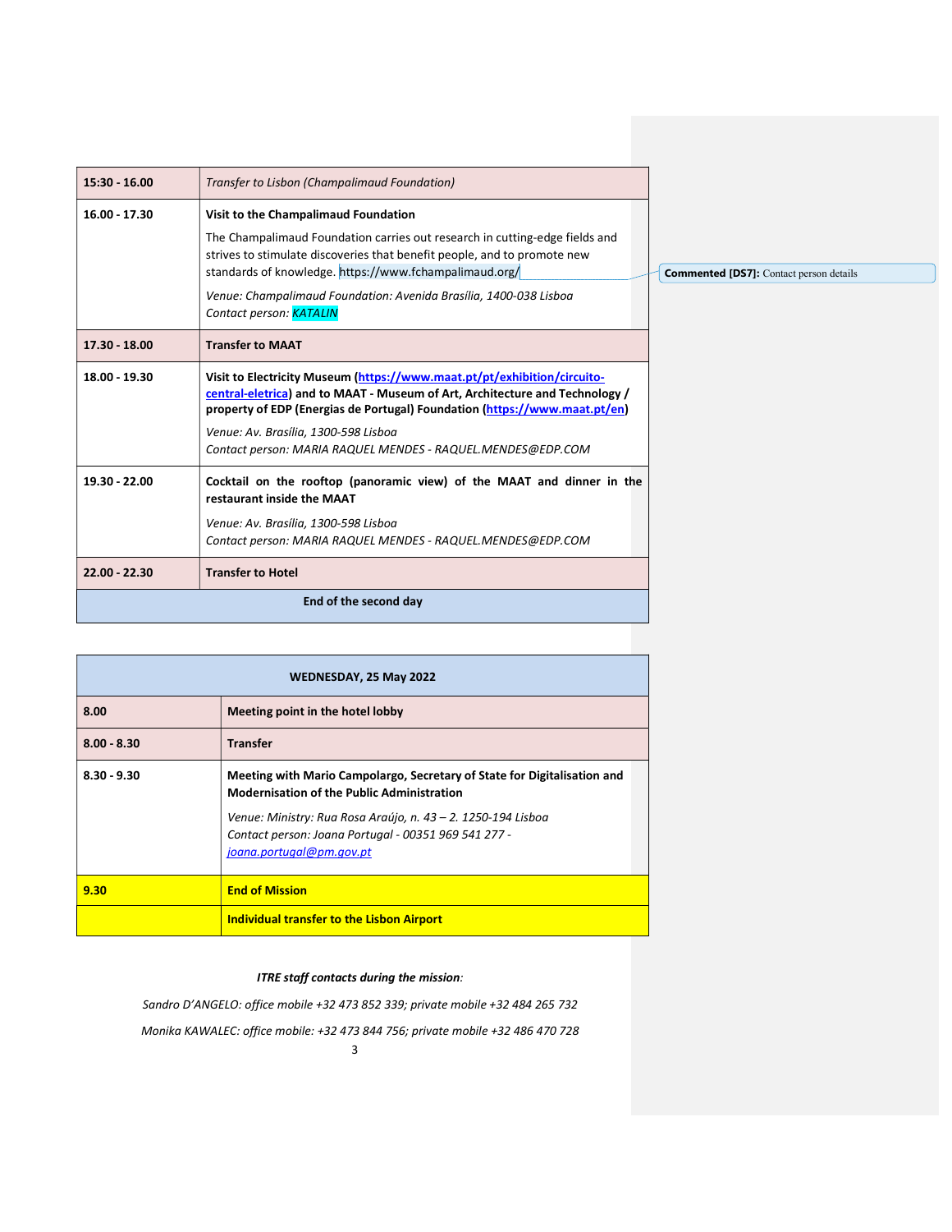| | |
|---|---|
| **15:30 - 16.00** | *Transfer to Lisbon (Champalimaud Foundation)* |
| **16.00 - 17.30** | **Visit to the Champalimaud Foundation**<br><br>The Champalimaud Foundation carries out research in cutting-edge fields and strives to stimulate discoveries that benefit people, and to promote new standards of knowledge. https://www.fchampalimaud.org/<br><br>*Venue: Champalimaud Foundation: Avenida Brasília, 1400-038 Lisboa*<br>*Contact person: KATALIN* |
| **17.30 - 18.00** | **Transfer to MAAT** |
| **18.00 - 19.30** | **Visit to Electricity Museum (https://www.maat.pt/pt/exhibition/circuito-central-eletrica) and to MAAT - Museum of Art, Architecture and Technology / property of EDP (Energias de Portugal) Foundation (https://www.maat.pt/en)**<br><br>*Venue: Av. Brasília, 1300-598 Lisboa*<br>*Contact person: MARIA RAQUEL MENDES - RAQUEL.MENDES@EDP.COM* |
| **19.30 - 22.00** | **Cocktail on the rooftop (panoramic view) of the MAAT and dinner in the restaurant inside the MAAT**<br><br>*Venue: Av. Brasília, 1300-598 Lisboa*<br>*Contact person: MARIA RAQUEL MENDES - RAQUEL.MENDES@EDP.COM* |
| **22.00 - 22.30** | **Transfer to Hotel** |
| **End of the second day** | |

Commented [DS7]: Contact person details

| **WEDNESDAY, 25 May 2022** | |
|---|---|
| **8.00** | **Meeting point in the hotel lobby** |
| **8.00 - 8.30** | **Transfer** |
| **8.30 - 9.30** | **Meeting with Mario Campolargo, Secretary of State for Digitalisation and Modernisation of the Public Administration**<br><br>*Venue: Ministry: Rua Rosa Araújo, n. 43 – 2. 1250-194 Lisboa*<br>*Contact person: Joana Portugal - 00351 969 541 277 - joana.portugal@pm.gov.pt* |
| **9.30** | **End of Mission** |
| | **Individual transfer to the Lisbon Airport** |

***ITRE staff contacts during the mission:***

*Sandro D'ANGELO: office mobile +32 473 852 339; private mobile +32 484 265 732*

*Monika KAWALEC: office mobile: +32 473 844 756; private mobile +32 486 470 728*